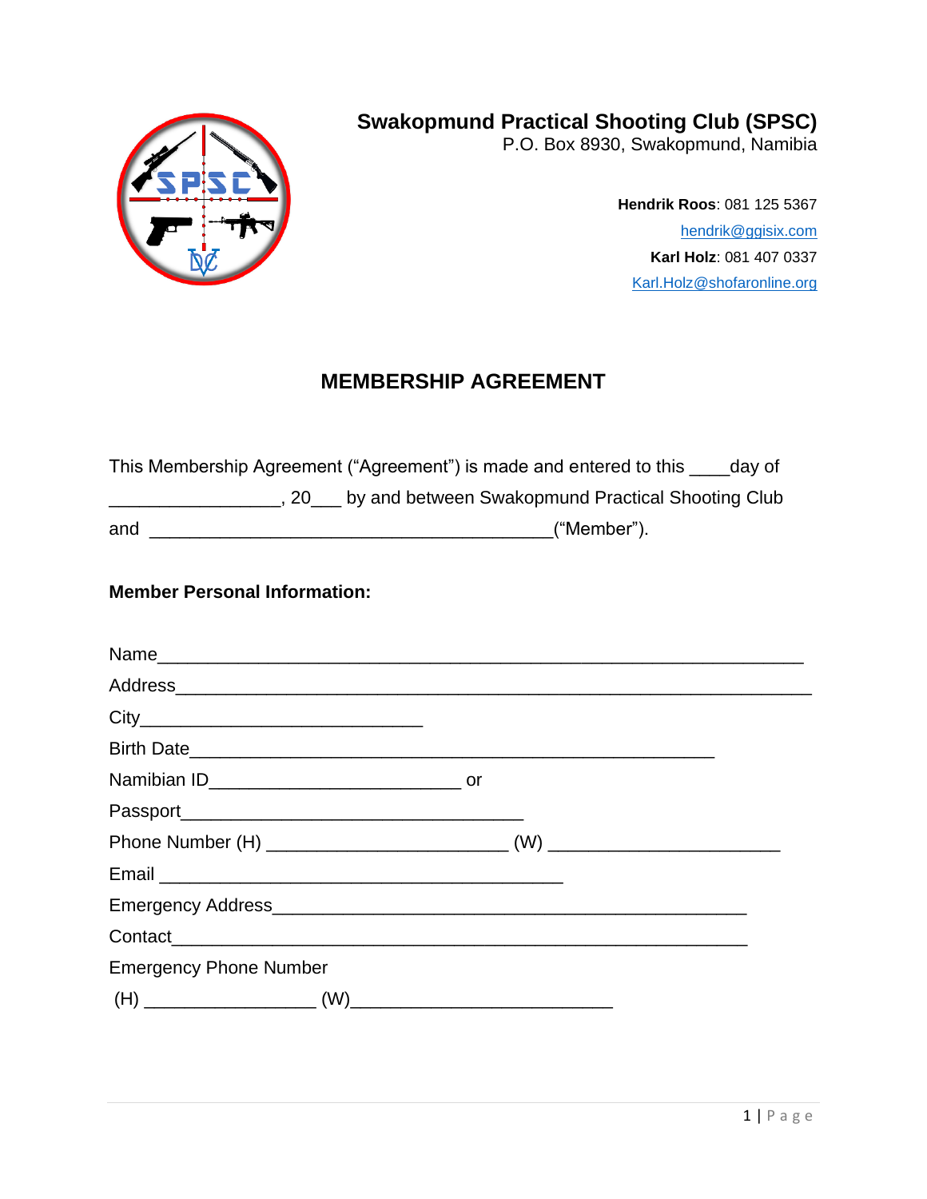# Swakopmund Practical Shooting Club (SPSC)

P.O. Box 8930, Swakopmund, Namibia

**Hendrik Roos**: 081 125 5367
hendrik@ggisix.com
**Karl Holz**: 081 407 0337
Karl.Holz@shofaronline.org

## MEMBERSHIP AGREEMENT

This Membership Agreement ("Agreement") is made and entered to this ____day of _________________, 20___ by and between Swakopmund Practical Shooting Club and ________________________________________("Member").

**Member Personal Information:**

Name_______________________________________________________________

Address______________________________________________________________

City____________________________

Birth Date____________________________________________________

Namibian ID_________________________ or

Passport__________________________________

Phone Number (H) ________________________ (W) _______________________

Email ________________________________________

Emergency Address_______________________________________________

Contact________________________________________________________

Emergency Phone Number

(H) _________________ (W)__________________________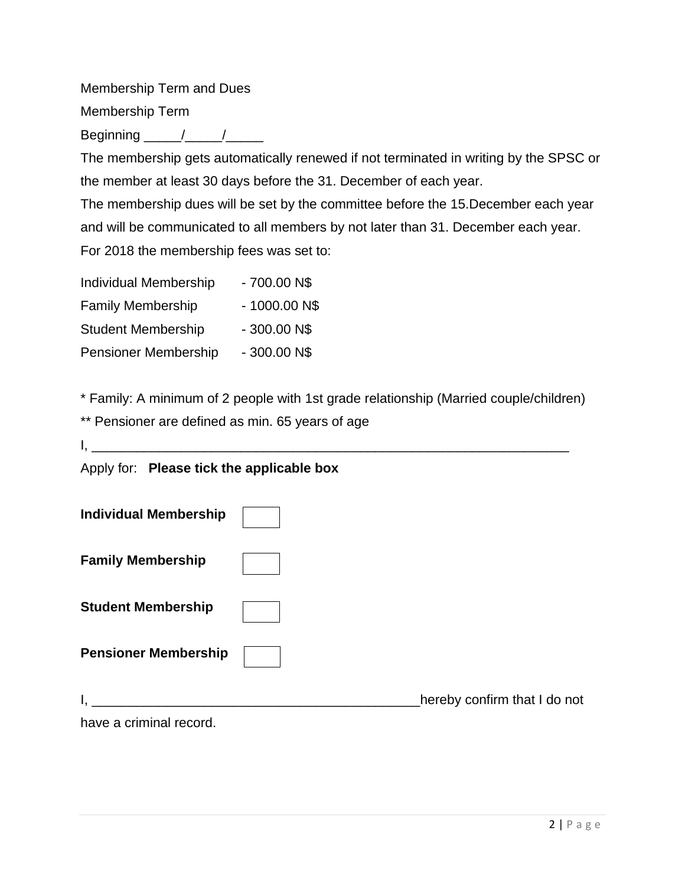Membership Term and Dues

Membership Term

Beginning _____/_____/_____

The membership gets automatically renewed if not terminated in writing by the SPSC or the member at least 30 days before the 31. December of each year.

The membership dues will be set by the committee before the 15.December each year and will be communicated to all members by not later than 31. December each year.

For 2018 the membership fees was set to:

| | |
|---|---|
| Individual Membership | - 700.00 N$ |
| Family Membership | - 1000.00 N$ |
| Student Membership | - 300.00 N$ |
| Pensioner Membership | - 300.00 N$ |

* Family: A minimum of 2 people with 1st grade relationship (Married couple/children)

** Pensioner are defined as min. 65 years of age

I, ________________________________________________________________

Apply for: **Please tick the applicable box**

**Individual Membership** ☐

**Family Membership** ☐

**Student Membership** ☐

**Pensioner Membership** ☐

I, ___________________________________________hereby confirm that I do not have a criminal record.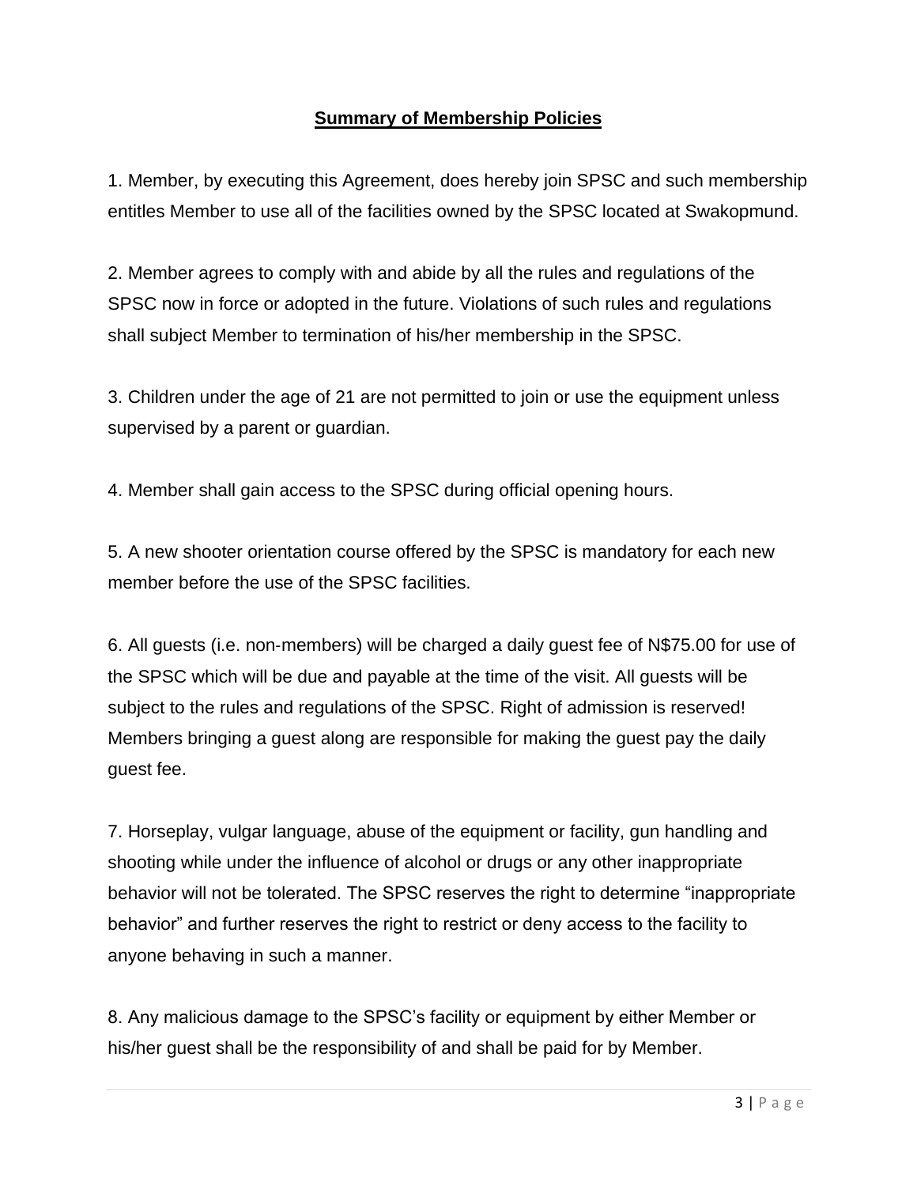## Summary of Membership Policies

1. Member, by executing this Agreement, does hereby join SPSC and such membership entitles Member to use all of the facilities owned by the SPSC located at Swakopmund.

2. Member agrees to comply with and abide by all the rules and regulations of the SPSC now in force or adopted in the future. Violations of such rules and regulations shall subject Member to termination of his/her membership in the SPSC.

3. Children under the age of 21 are not permitted to join or use the equipment unless supervised by a parent or guardian.

4. Member shall gain access to the SPSC during official opening hours.

5. A new shooter orientation course offered by the SPSC is mandatory for each new member before the use of the SPSC facilities.

6. All guests (i.e. non-members) will be charged a daily guest fee of N$75.00 for use of the SPSC which will be due and payable at the time of the visit. All guests will be subject to the rules and regulations of the SPSC. Right of admission is reserved! Members bringing a guest along are responsible for making the guest pay the daily guest fee.

7. Horseplay, vulgar language, abuse of the equipment or facility, gun handling and shooting while under the influence of alcohol or drugs or any other inappropriate behavior will not be tolerated. The SPSC reserves the right to determine "inappropriate behavior" and further reserves the right to restrict or deny access to the facility to anyone behaving in such a manner.

8. Any malicious damage to the SPSC's facility or equipment by either Member or his/her guest shall be the responsibility of and shall be paid for by Member.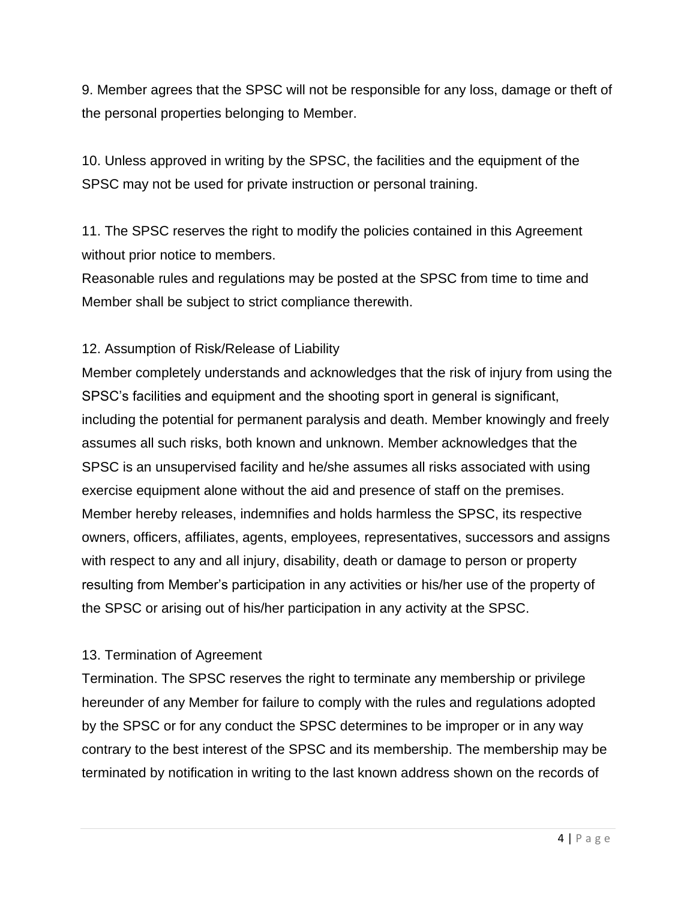9. Member agrees that the SPSC will not be responsible for any loss, damage or theft of the personal properties belonging to Member.

10. Unless approved in writing by the SPSC, the facilities and the equipment of the SPSC may not be used for private instruction or personal training.

11. The SPSC reserves the right to modify the policies contained in this Agreement without prior notice to members.
Reasonable rules and regulations may be posted at the SPSC from time to time and Member shall be subject to strict compliance therewith.

12. Assumption of Risk/Release of Liability
Member completely understands and acknowledges that the risk of injury from using the SPSC's facilities and equipment and the shooting sport in general is significant, including the potential for permanent paralysis and death. Member knowingly and freely assumes all such risks, both known and unknown. Member acknowledges that the SPSC is an unsupervised facility and he/she assumes all risks associated with using exercise equipment alone without the aid and presence of staff on the premises. Member hereby releases, indemnifies and holds harmless the SPSC, its respective owners, officers, affiliates, agents, employees, representatives, successors and assigns with respect to any and all injury, disability, death or damage to person or property resulting from Member's participation in any activities or his/her use of the property of the SPSC or arising out of his/her participation in any activity at the SPSC.

13. Termination of Agreement
Termination. The SPSC reserves the right to terminate any membership or privilege hereunder of any Member for failure to comply with the rules and regulations adopted by the SPSC or for any conduct the SPSC determines to be improper or in any way contrary to the best interest of the SPSC and its membership. The membership may be terminated by notification in writing to the last known address shown on the records of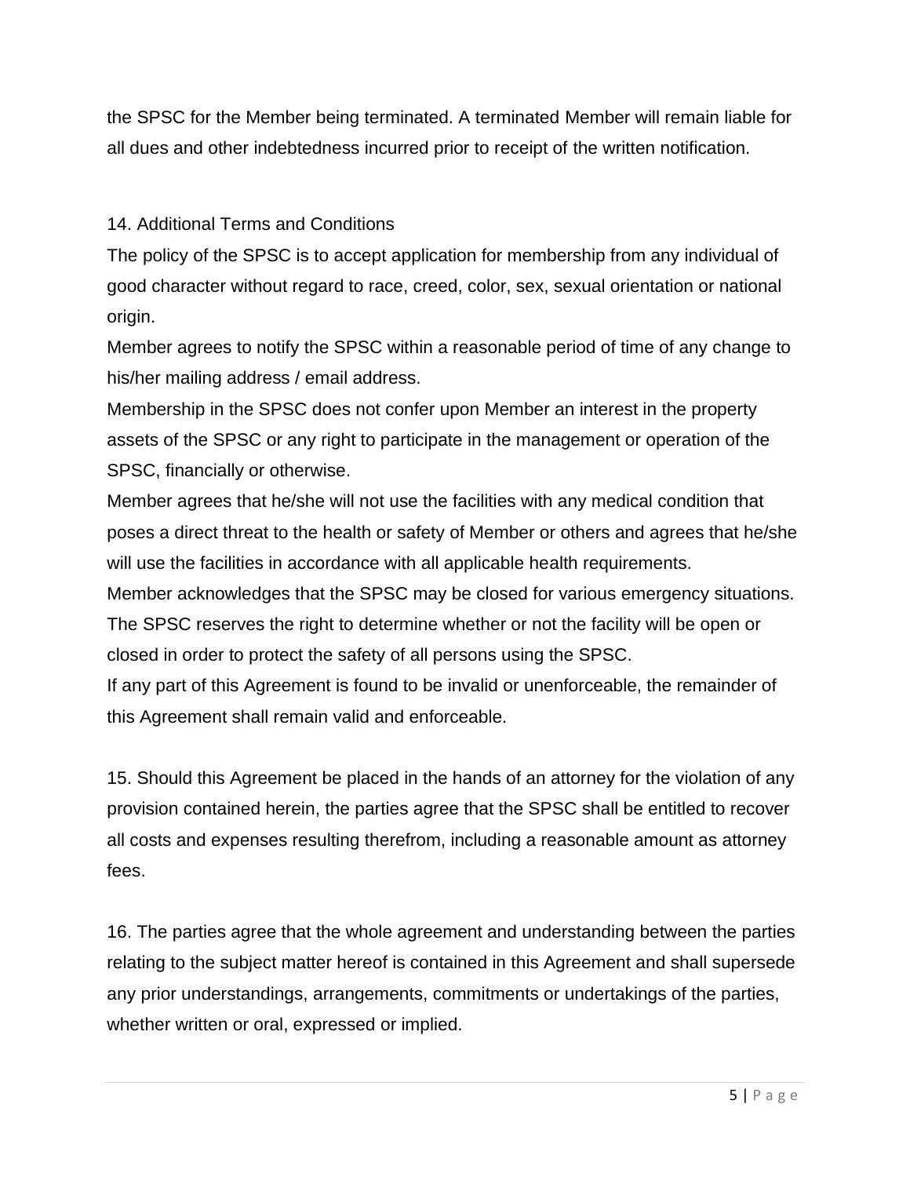the SPSC for the Member being terminated. A terminated Member will remain liable for all dues and other indebtedness incurred prior to receipt of the written notification.

14. Additional Terms and Conditions

The policy of the SPSC is to accept application for membership from any individual of good character without regard to race, creed, color, sex, sexual orientation or national origin.

Member agrees to notify the SPSC within a reasonable period of time of any change to his/her mailing address / email address.

Membership in the SPSC does not confer upon Member an interest in the property assets of the SPSC or any right to participate in the management or operation of the SPSC, financially or otherwise.

Member agrees that he/she will not use the facilities with any medical condition that poses a direct threat to the health or safety of Member or others and agrees that he/she will use the facilities in accordance with all applicable health requirements.

Member acknowledges that the SPSC may be closed for various emergency situations. The SPSC reserves the right to determine whether or not the facility will be open or closed in order to protect the safety of all persons using the SPSC.

If any part of this Agreement is found to be invalid or unenforceable, the remainder of this Agreement shall remain valid and enforceable.

15. Should this Agreement be placed in the hands of an attorney for the violation of any provision contained herein, the parties agree that the SPSC shall be entitled to recover all costs and expenses resulting therefrom, including a reasonable amount as attorney fees.

16. The parties agree that the whole agreement and understanding between the parties relating to the subject matter hereof is contained in this Agreement and shall supersede any prior understandings, arrangements, commitments or undertakings of the parties, whether written or oral, expressed or implied.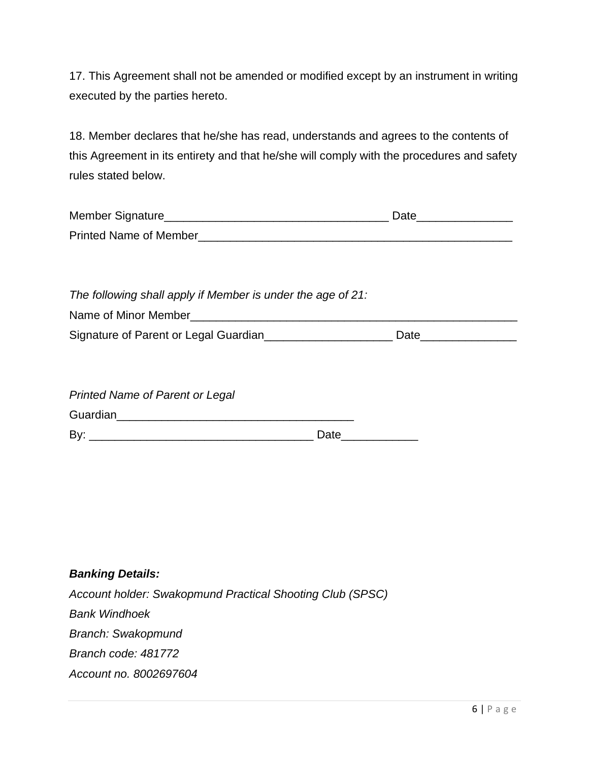17. This Agreement shall not be amended or modified except by an instrument in writing executed by the parties hereto.

18. Member declares that he/she has read, understands and agrees to the contents of this Agreement in its entirety and that he/she will comply with the procedures and safety rules stated below.

Member Signature___________________________________ Date_______________

Printed Name of Member__________________________________________________

*The following shall apply if Member is under the age of 21:*

Name of Minor Member____________________________________________________

Signature of Parent or Legal Guardian____________________ Date_______________

*Printed Name of Parent or Legal*

Guardian_____________________________________

By: __________________________________ Date____________

***Banking Details:***

*Account holder: Swakopmund Practical Shooting Club (SPSC)*

*Bank Windhoek*

*Branch: Swakopmund*

*Branch code: 481772*

*Account no. 8002697604*